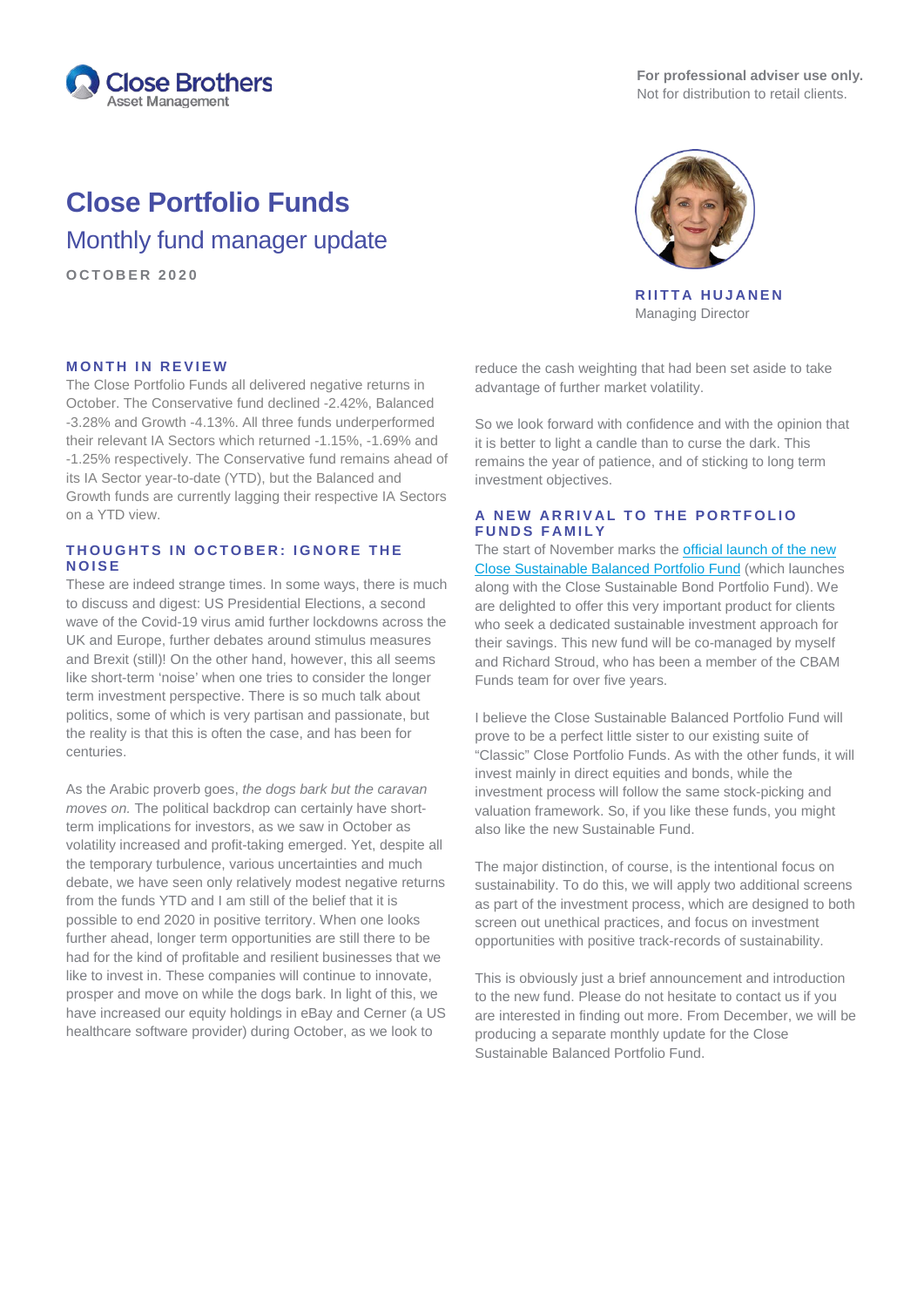Close Brothers Asset Management

**For professional adviser use only.**
Not for distribution to retail clients.

# Close Portfolio Funds

## Monthly fund manager update

OCTOBER 2020

**RIITTA HUJANEN**
Managing Director

### MONTH IN REVIEW

The Close Portfolio Funds all delivered negative returns in October. The Conservative fund declined -2.42%, Balanced -3.28% and Growth -4.13%. All three funds underperformed their relevant IA Sectors which returned -1.15%, -1.69% and -1.25% respectively. The Conservative fund remains ahead of its IA Sector year-to-date (YTD), but the Balanced and Growth funds are currently lagging their respective IA Sectors on a YTD view.

### THOUGHTS IN OCTOBER: IGNORE THE NOISE

These are indeed strange times. In some ways, there is much to discuss and digest: US Presidential Elections, a second wave of the Covid-19 virus amid further lockdowns across the UK and Europe, further debates around stimulus measures and Brexit (still)! On the other hand, however, this all seems like short-term 'noise' when one tries to consider the longer term investment perspective. There is so much talk about politics, some of which is very partisan and passionate, but the reality is that this is often the case, and has been for centuries.

As the Arabic proverb goes, *the dogs bark but the caravan moves on.* The political backdrop can certainly have short-term implications for investors, as we saw in October as volatility increased and profit-taking emerged. Yet, despite all the temporary turbulence, various uncertainties and much debate, we have seen only relatively modest negative returns from the funds YTD and I am still of the belief that it is possible to end 2020 in positive territory. When one looks further ahead, longer term opportunities are still there to be had for the kind of profitable and resilient businesses that we like to invest in. These companies will continue to innovate, prosper and move on while the dogs bark. In light of this, we have increased our equity holdings in eBay and Cerner (a US healthcare software provider) during October, as we look to reduce the cash weighting that had been set aside to take advantage of further market volatility.

So we look forward with confidence and with the opinion that it is better to light a candle than to curse the dark. This remains the year of patience, and of sticking to long term investment objectives.

### A NEW ARRIVAL TO THE PORTFOLIO FUNDS FAMILY

The start of November marks the official launch of the new Close Sustainable Balanced Portfolio Fund (which launches along with the Close Sustainable Bond Portfolio Fund). We are delighted to offer this very important product for clients who seek a dedicated sustainable investment approach for their savings. This new fund will be co-managed by myself and Richard Stroud, who has been a member of the CBAM Funds team for over five years.

I believe the Close Sustainable Balanced Portfolio Fund will prove to be a perfect little sister to our existing suite of "Classic" Close Portfolio Funds. As with the other funds, it will invest mainly in direct equities and bonds, while the investment process will follow the same stock-picking and valuation framework. So, if you like these funds, you might also like the new Sustainable Fund.

The major distinction, of course, is the intentional focus on sustainability. To do this, we will apply two additional screens as part of the investment process, which are designed to both screen out unethical practices, and focus on investment opportunities with positive track-records of sustainability.

This is obviously just a brief announcement and introduction to the new fund. Please do not hesitate to contact us if you are interested in finding out more. From December, we will be producing a separate monthly update for the Close Sustainable Balanced Portfolio Fund.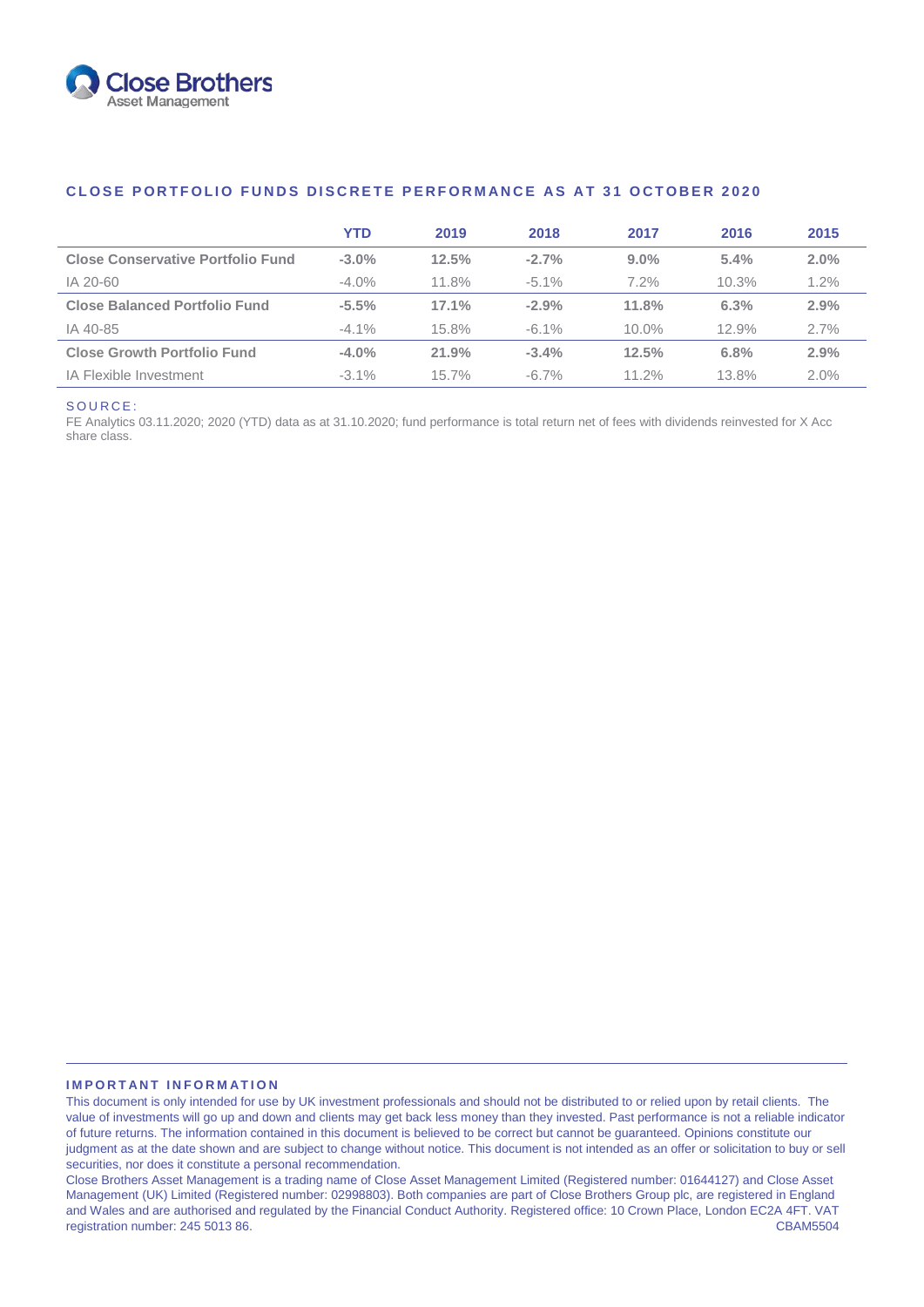## CLOSE PORTFOLIO FUNDS DISCRETE PERFORMANCE AS AT 31 OCTOBER 2020

| | YTD | 2019 | 2018 | 2017 | 2016 | 2015 |
|---|---|---|---|---|---|---|
| **Close Conservative Portfolio Fund** | **-3.0%** | **12.5%** | **-2.7%** | **9.0%** | **5.4%** | **2.0%** |
| IA 20-60 | -4.0% | 11.8% | -5.1% | 7.2% | 10.3% | 1.2% |
| **Close Balanced Portfolio Fund** | **-5.5%** | **17.1%** | **-2.9%** | **11.8%** | **6.3%** | **2.9%** |
| IA 40-85 | -4.1% | 15.8% | -6.1% | 10.0% | 12.9% | 2.7% |
| **Close Growth Portfolio Fund** | **-4.0%** | **21.9%** | **-3.4%** | **12.5%** | **6.8%** | **2.9%** |
| IA Flexible Investment | -3.1% | 15.7% | -6.7% | 11.2% | 13.8% | 2.0% |

SOURCE:

FE Analytics 03.11.2020; 2020 (YTD) data as at 31.10.2020; fund performance is total return net of fees with dividends reinvested for X Acc share class.

### IMPORTANT INFORMATION

This document is only intended for use by UK investment professionals and should not be distributed to or relied upon by retail clients. The value of investments will go up and down and clients may get back less money than they invested. Past performance is not a reliable indicator of future returns. The information contained in this document is believed to be correct but cannot be guaranteed. Opinions constitute our judgment as at the date shown and are subject to change without notice. This document is not intended as an offer or solicitation to buy or sell securities, nor does it constitute a personal recommendation.

Close Brothers Asset Management is a trading name of Close Asset Management Limited (Registered number: 01644127) and Close Asset Management (UK) Limited (Registered number: 02998803). Both companies are part of Close Brothers Group plc, are registered in England and Wales and are authorised and regulated by the Financial Conduct Authority. Registered office: 10 Crown Place, London EC2A 4FT. VAT registration number: 245 5013 86. CBAM5504